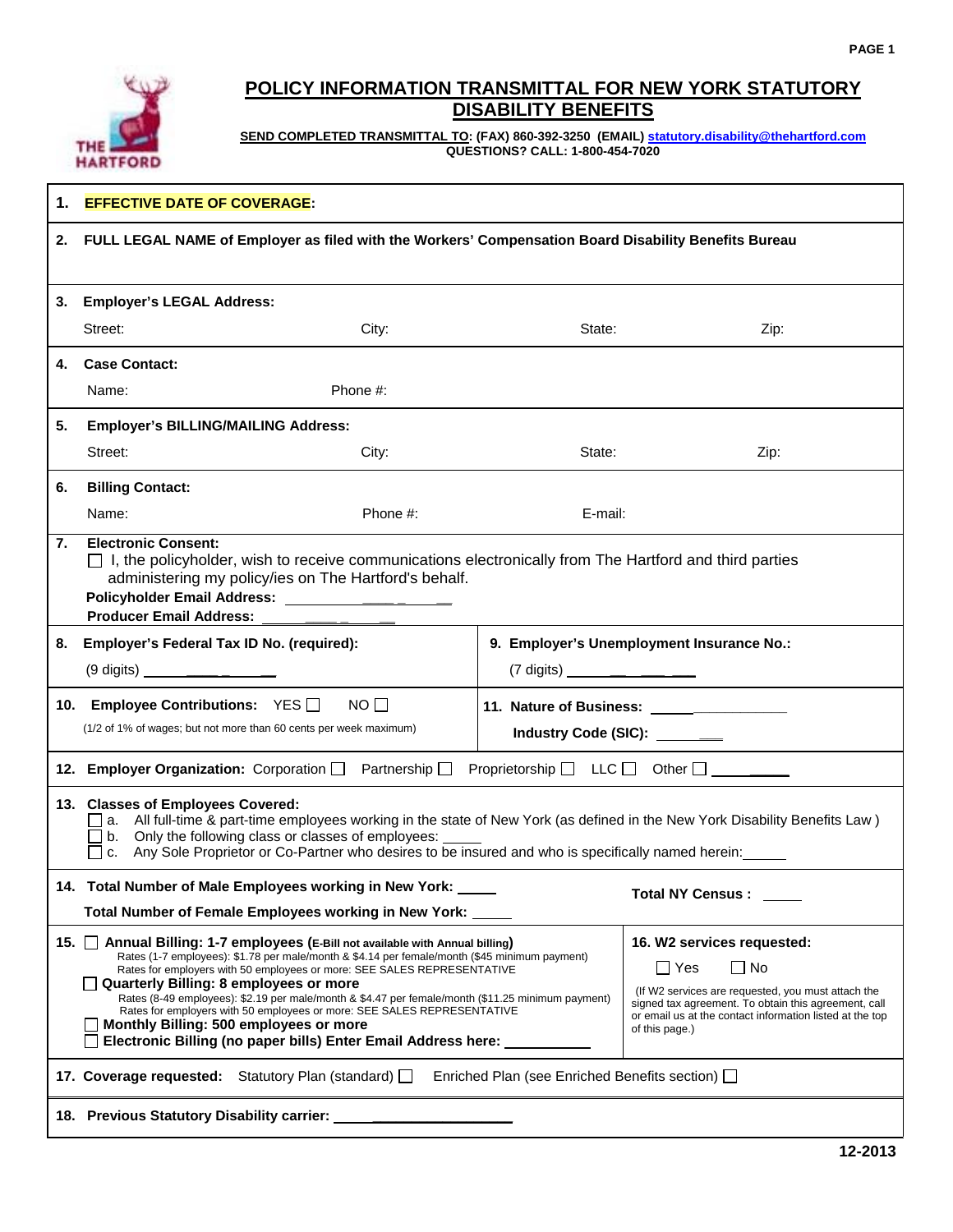# POLICY INFORMATION TRANSMITTAL FOR NEW YORK STATUTORY DISABILITY BENEFITS

**SEND COMPLETED TRANSMITTAL TO: (FAX) 860-392-3250 (EMAIL) statutory.disability@thehartford.com**
**QUESTIONS? CALL: 1-800-454-7020**

**1. EFFECTIVE DATE OF COVERAGE:**

**2. FULL LEGAL NAME of Employer as filed with the Workers' Compensation Board Disability Benefits Bureau**

**3. Employer's LEGAL Address:**

Street: City: State: Zip:

**4. Case Contact:**

Name: Phone #:

**5. Employer's BILLING/MAILING Address:**

Street: City: State: Zip:

**6. Billing Contact:**

Name: Phone #: E-mail:

**7. Electronic Consent:**

☐ I, the policyholder, wish to receive communications electronically from The Hartford and third parties administering my policy/ies on The Hartford's behalf.

**Policyholder Email Address:** ____________

**Producer Email Address:** ____________

**8. Employer's Federal Tax ID No. (required):**

(9 digits) ____________

**9. Employer's Unemployment Insurance No.:**

(7 digits) ____________

**10. Employee Contributions:** YES ☐ NO ☐

(1/2 of 1% of wages; but not more than 60 cents per week maximum)

**11. Nature of Business:** ____________

**Industry Code (SIC):** ____________

**12. Employer Organization:** Corporation ☐ Partnership ☐ Proprietorship ☐ LLC ☐ Other ☐ ____________

**13. Classes of Employees Covered:**

☐ a. All full-time & part-time employees working in the state of New York (as defined in the New York Disability Benefits Law )

☐ b. Only the following class or classes of employees: _____

☐ c. Any Sole Proprietor or Co-Partner who desires to be insured and who is specifically named herein: _____

**14. Total Number of Male Employees working in New York:** _____

**Total Number of Female Employees working in New York:** _____

**Total NY Census :** _____

**15.** ☐ **Annual Billing: 1-7 employees (E-Bill not available with Annual billing)**

Rates (1-7 employees): $1.78 per male/month & $4.14 per female/month ($45 minimum payment)
Rates for employers with 50 employees or more: SEE SALES REPRESENTATIVE

☐ **Quarterly Billing: 8 employees or more**

Rates (8-49 employees): $2.19 per male/month & $4.47 per female/month ($11.25 minimum payment)
Rates for employers with 50 employees or more: SEE SALES REPRESENTATIVE

☐ **Monthly Billing: 500 employees or more**

☐ **Electronic Billing (no paper bills) Enter Email Address here:** ____________

**16. W2 services requested:**

☐ Yes ☐ No

(If W2 services are requested, you must attach the signed tax agreement. To obtain this agreement, call or email us at the contact information listed at the top of this page.)

**17. Coverage requested:** Statutory Plan (standard) ☐ Enriched Plan (see Enriched Benefits section) ☐

**18. Previous Statutory Disability carrier:** ____________

12-2013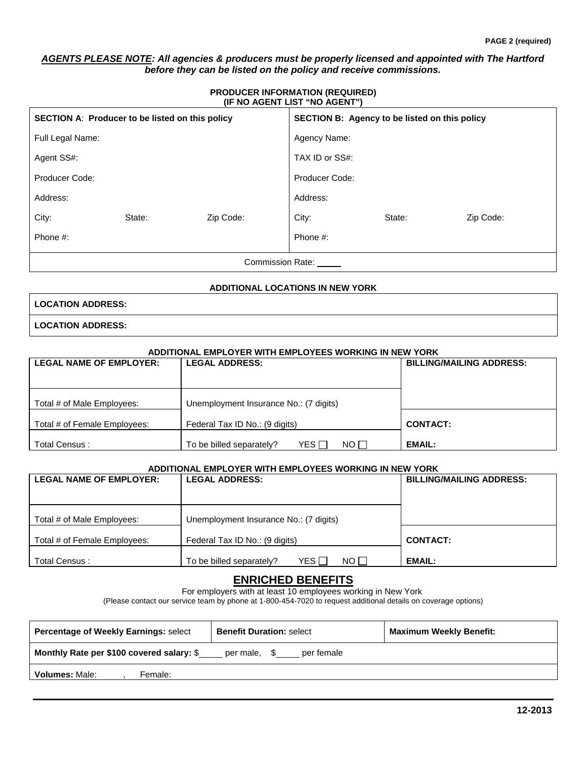PAGE 2 (required)

***AGENTS PLEASE NOTE: All agencies & producers must be properly licensed and appointed with The Hartford before they can be listed on the policy and receive commissions.***

**PRODUCER INFORMATION (REQUIRED)**
**(IF NO AGENT LIST "NO AGENT")**

| **SECTION A**: **Producer to be listed on this policy** | | | **SECTION B: Agency to be listed on this policy** | | |
|---|---|---|---|---|---|
| Full Legal Name: | | | Agency Name: | | |
| Agent SS#: | | | TAX ID or SS#: | | |
| Producer Code: | | | Producer Code: | | |
| Address: | | | Address: | | |
| City: | State: | Zip Code: | City: | State: | Zip Code: |
| Phone #: | | | Phone #: | | |
| Commission Rate: _____ | | | | | |

**ADDITIONAL LOCATIONS IN NEW YORK**

| **LOCATION ADDRESS:** |
|---|
| **LOCATION ADDRESS:** |

**ADDITIONAL EMPLOYER WITH EMPLOYEES WORKING IN NEW YORK**

| **LEGAL NAME OF EMPLOYER:** | **LEGAL ADDRESS:** | **BILLING/MAILING ADDRESS:** |
|---|---|---|
| Total # of Male Employees: | Unemployment Insurance No.: (7 digits) | |
| Total # of Female Employees: | Federal Tax ID No.: (9 digits) | **CONTACT:** |
| Total Census : | To be billed separately? YES ☐ NO ☐ | **EMAIL:** |

**ADDITIONAL EMPLOYER WITH EMPLOYEES WORKING IN NEW YORK**

| **LEGAL NAME OF EMPLOYER:** | **LEGAL ADDRESS:** | **BILLING/MAILING ADDRESS:** |
|---|---|---|
| Total # of Male Employees: | Unemployment Insurance No.: (7 digits) | |
| Total # of Female Employees: | Federal Tax ID No.: (9 digits) | **CONTACT:** |
| Total Census : | To be billed separately? YES ☐ NO ☐ | **EMAIL:** |

## ENRICHED BENEFITS

For employers with at least 10 employees working in New York
(Please contact our service team by phone at 1-800-454-7020 to request additional details on coverage options)

| **Percentage of Weekly Earnings:** select | **Benefit Duration:** select | **Maximum Weekly Benefit:** |
|---|---|---|
| **Monthly Rate per $100 covered salary:** $_____ per male, $_____ per female | | |
| **Volumes:** Male: , Female: | | |

12-2013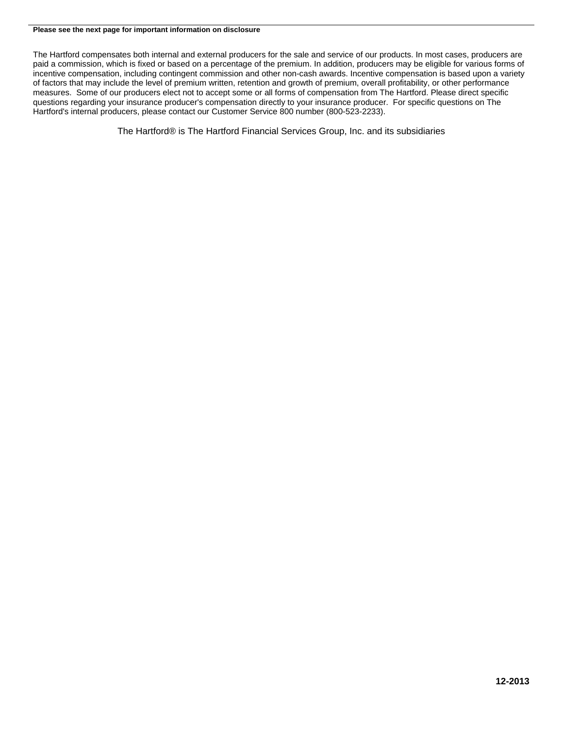**Please see the next page for important information on disclosure**

The Hartford compensates both internal and external producers for the sale and service of our products. In most cases, producers are paid a commission, which is fixed or based on a percentage of the premium. In addition, producers may be eligible for various forms of incentive compensation, including contingent commission and other non-cash awards. Incentive compensation is based upon a variety of factors that may include the level of premium written, retention and growth of premium, overall profitability, or other performance measures. Some of our producers elect not to accept some or all forms of compensation from The Hartford. Please direct specific questions regarding your insurance producer's compensation directly to your insurance producer. For specific questions on The Hartford's internal producers, please contact our Customer Service 800 number (800-523-2233).

The Hartford® is The Hartford Financial Services Group, Inc. and its subsidiaries

**12-2013**